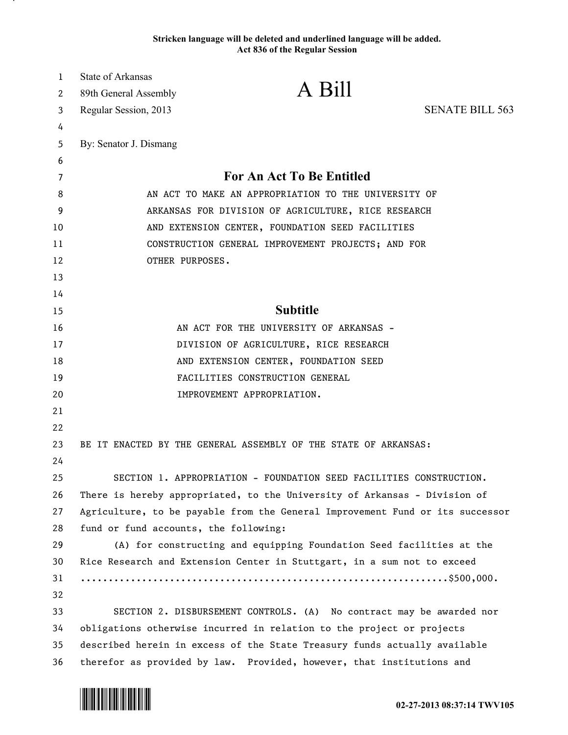Stricken language will be deleted and underlined language will be added.
Act 836 of the Regular Session

State of Arkansas
89th General Assembly
Regular Session, 2013

# A Bill

SENATE BILL 563

By: Senator J. Dismang

## For An Act To Be Entitled

AN ACT TO MAKE AN APPROPRIATION TO THE UNIVERSITY OF ARKANSAS FOR DIVISION OF AGRICULTURE, RICE RESEARCH AND EXTENSION CENTER, FOUNDATION SEED FACILITIES CONSTRUCTION GENERAL IMPROVEMENT PROJECTS; AND FOR OTHER PURPOSES.

## Subtitle

AN ACT FOR THE UNIVERSITY OF ARKANSAS - DIVISION OF AGRICULTURE, RICE RESEARCH AND EXTENSION CENTER, FOUNDATION SEED FACILITIES CONSTRUCTION GENERAL IMPROVEMENT APPROPRIATION.

BE IT ENACTED BY THE GENERAL ASSEMBLY OF THE STATE OF ARKANSAS:

SECTION 1. APPROPRIATION - FOUNDATION SEED FACILITIES CONSTRUCTION. There is hereby appropriated, to the University of Arkansas - Division of Agriculture, to be payable from the General Improvement Fund or its successor fund or fund accounts, the following:

(A) for constructing and equipping Foundation Seed facilities at the Rice Research and Extension Center in Stuttgart, in a sum not to exceed ..............................................................$500,000.

SECTION 2. DISBURSEMENT CONTROLS. (A) No contract may be awarded nor obligations otherwise incurred in relation to the project or projects described herein in excess of the State Treasury funds actually available therefor as provided by law. Provided, however, that institutions and

02-27-2013 08:37:14 TWV105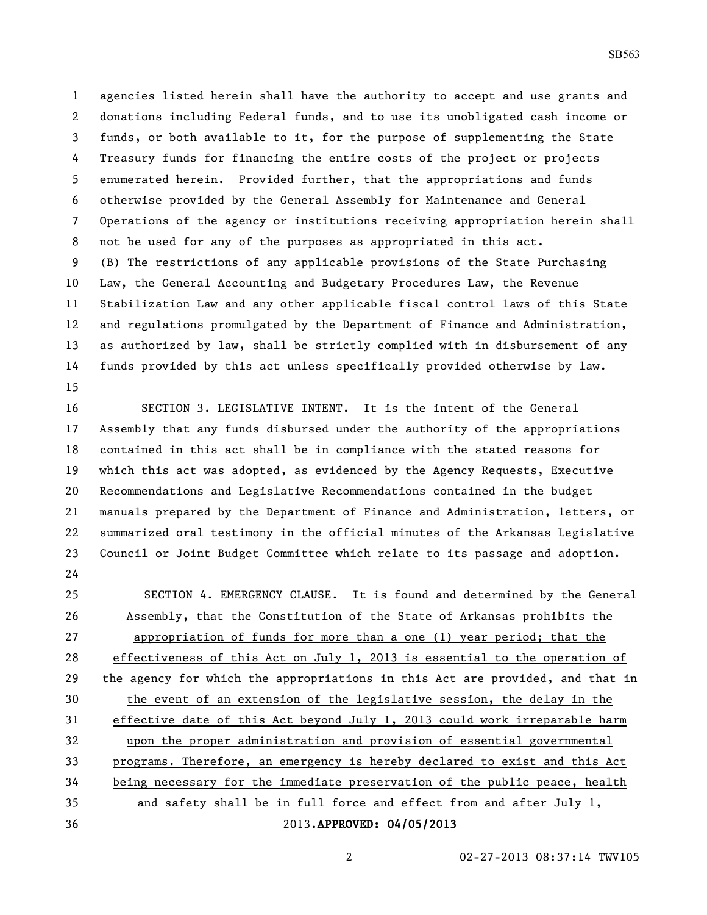agencies listed herein shall have the authority to accept and use grants and donations including Federal funds, and to use its unobligated cash income or funds, or both available to it, for the purpose of supplementing the State Treasury funds for financing the entire costs of the project or projects enumerated herein. Provided further, that the appropriations and funds otherwise provided by the General Assembly for Maintenance and General Operations of the agency or institutions receiving appropriation herein shall not be used for any of the purposes as appropriated in this act.

(B) The restrictions of any applicable provisions of the State Purchasing Law, the General Accounting and Budgetary Procedures Law, the Revenue Stabilization Law and any other applicable fiscal control laws of this State and regulations promulgated by the Department of Finance and Administration, as authorized by law, shall be strictly complied with in disbursement of any funds provided by this act unless specifically provided otherwise by law.

SECTION 3. LEGISLATIVE INTENT. It is the intent of the General Assembly that any funds disbursed under the authority of the appropriations contained in this act shall be in compliance with the stated reasons for which this act was adopted, as evidenced by the Agency Requests, Executive Recommendations and Legislative Recommendations contained in the budget manuals prepared by the Department of Finance and Administration, letters, or summarized oral testimony in the official minutes of the Arkansas Legislative Council or Joint Budget Committee which relate to its passage and adoption.

SECTION 4. EMERGENCY CLAUSE. It is found and determined by the General Assembly, that the Constitution of the State of Arkansas prohibits the appropriation of funds for more than a one (1) year period; that the effectiveness of this Act on July 1, 2013 is essential to the operation of the agency for which the appropriations in this Act are provided, and that in the event of an extension of the legislative session, the delay in the effective date of this Act beyond July 1, 2013 could work irreparable harm upon the proper administration and provision of essential governmental programs. Therefore, an emergency is hereby declared to exist and this Act being necessary for the immediate preservation of the public peace, health and safety shall be in full force and effect from and after July 1, 2013.**APPROVED: 04/05/2013**